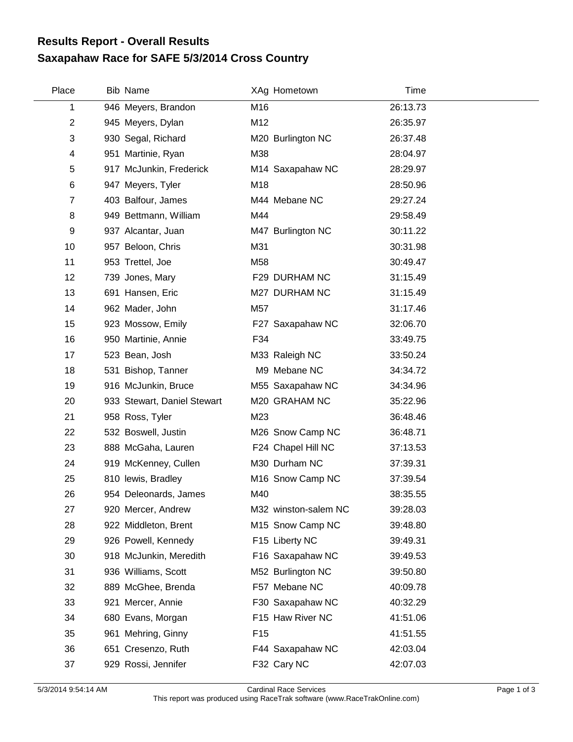# Results Report - Overall Results
## Saxapahaw Race for SAFE 5/3/2014 Cross Country

| Place | Bib | Name | XAg | Hometown | Time |
|---|---|---|---|---|---|
| 1 | 946 | Meyers, Brandon | M16 | | 26:13.73 |
| 2 | 945 | Meyers, Dylan | M12 | | 26:35.97 |
| 3 | 930 | Segal, Richard | M20 | Burlington NC | 26:37.48 |
| 4 | 951 | Martinie, Ryan | M38 | | 28:04.97 |
| 5 | 917 | McJunkin, Frederick | M14 | Saxapahaw NC | 28:29.97 |
| 6 | 947 | Meyers, Tyler | M18 | | 28:50.96 |
| 7 | 403 | Balfour, James | M44 | Mebane NC | 29:27.24 |
| 8 | 949 | Bettmann, William | M44 | | 29:58.49 |
| 9 | 937 | Alcantar, Juan | M47 | Burlington NC | 30:11.22 |
| 10 | 957 | Beloon, Chris | M31 | | 30:31.98 |
| 11 | 953 | Trettel, Joe | M58 | | 30:49.47 |
| 12 | 739 | Jones, Mary | F29 | DURHAM NC | 31:15.49 |
| 13 | 691 | Hansen, Eric | M27 | DURHAM NC | 31:15.49 |
| 14 | 962 | Mader, John | M57 | | 31:17.46 |
| 15 | 923 | Mossow, Emily | F27 | Saxapahaw NC | 32:06.70 |
| 16 | 950 | Martinie, Annie | F34 | | 33:49.75 |
| 17 | 523 | Bean, Josh | M33 | Raleigh NC | 33:50.24 |
| 18 | 531 | Bishop, Tanner | M9 | Mebane NC | 34:34.72 |
| 19 | 916 | McJunkin, Bruce | M55 | Saxapahaw NC | 34:34.96 |
| 20 | 933 | Stewart, Daniel Stewart | M20 | GRAHAM NC | 35:22.96 |
| 21 | 958 | Ross, Tyler | M23 | | 36:48.46 |
| 22 | 532 | Boswell, Justin | M26 | Snow Camp NC | 36:48.71 |
| 23 | 888 | McGaha, Lauren | F24 | Chapel Hill NC | 37:13.53 |
| 24 | 919 | McKenney, Cullen | M30 | Durham NC | 37:39.31 |
| 25 | 810 | lewis, Bradley | M16 | Snow Camp NC | 37:39.54 |
| 26 | 954 | Deleonards, James | M40 | | 38:35.55 |
| 27 | 920 | Mercer, Andrew | M32 | winston-salem NC | 39:28.03 |
| 28 | 922 | Middleton, Brent | M15 | Snow Camp NC | 39:48.80 |
| 29 | 926 | Powell, Kennedy | F15 | Liberty NC | 39:49.31 |
| 30 | 918 | McJunkin, Meredith | F16 | Saxapahaw NC | 39:49.53 |
| 31 | 936 | Williams, Scott | M52 | Burlington NC | 39:50.80 |
| 32 | 889 | McGhee, Brenda | F57 | Mebane NC | 40:09.78 |
| 33 | 921 | Mercer, Annie | F30 | Saxapahaw NC | 40:32.29 |
| 34 | 680 | Evans, Morgan | F15 | Haw River NC | 41:51.06 |
| 35 | 961 | Mehring, Ginny | F15 | | 41:51.55 |
| 36 | 651 | Cresenzo, Ruth | F44 | Saxapahaw NC | 42:03.04 |
| 37 | 929 | Rossi, Jennifer | F32 | Cary NC | 42:07.03 |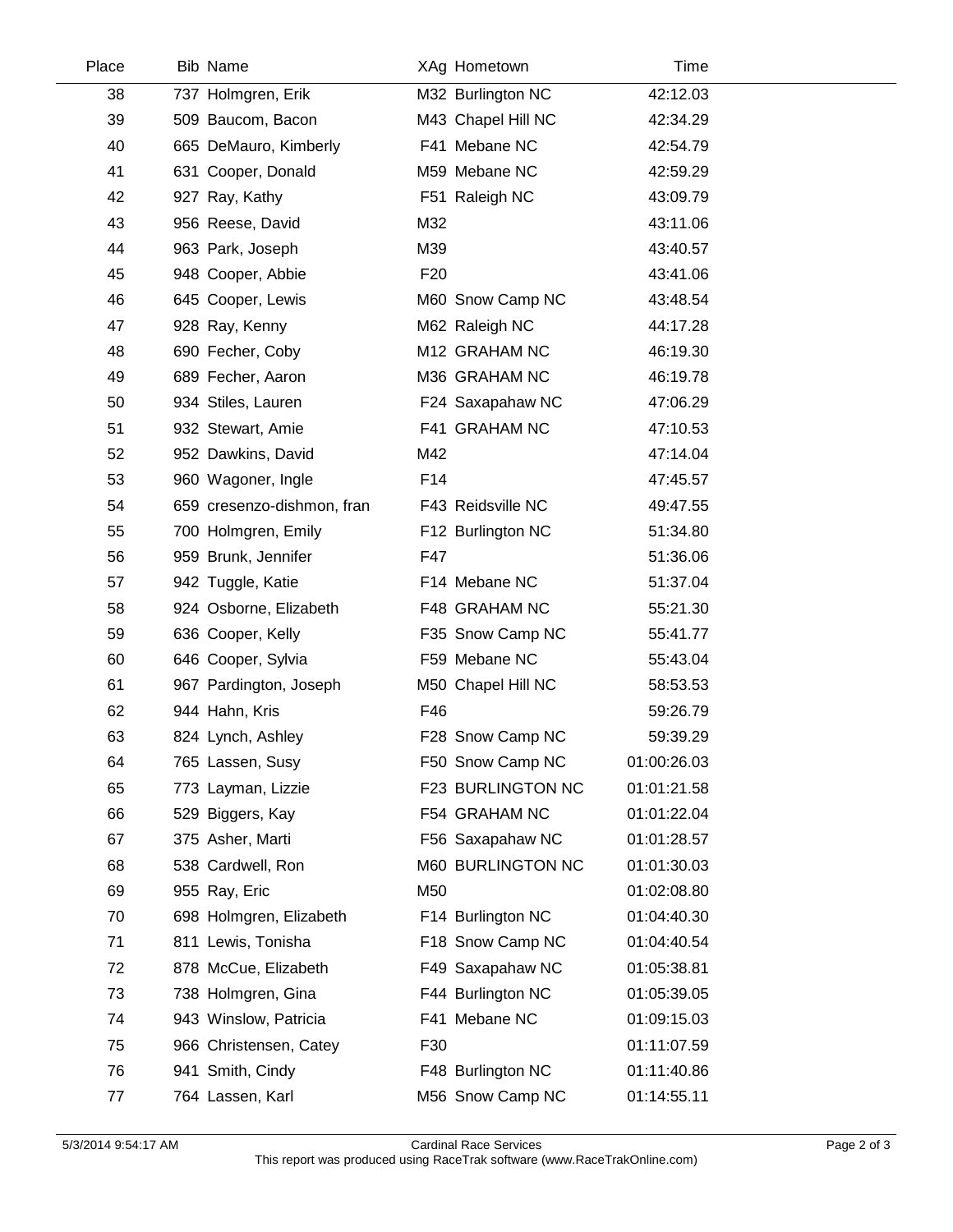| Place | Bib | Name | XAg | Hometown | Time |
|---|---|---|---|---|---|
| 38 | 737 | Holmgren, Erik | M32 | Burlington NC | 42:12.03 |
| 39 | 509 | Baucom, Bacon | M43 | Chapel Hill NC | 42:34.29 |
| 40 | 665 | DeMauro, Kimberly | F41 | Mebane NC | 42:54.79 |
| 41 | 631 | Cooper, Donald | M59 | Mebane NC | 42:59.29 |
| 42 | 927 | Ray, Kathy | F51 | Raleigh NC | 43:09.79 |
| 43 | 956 | Reese, David | M32 | | 43:11.06 |
| 44 | 963 | Park, Joseph | M39 | | 43:40.57 |
| 45 | 948 | Cooper, Abbie | F20 | | 43:41.06 |
| 46 | 645 | Cooper, Lewis | M60 | Snow Camp NC | 43:48.54 |
| 47 | 928 | Ray, Kenny | M62 | Raleigh NC | 44:17.28 |
| 48 | 690 | Fecher, Coby | M12 | GRAHAM NC | 46:19.30 |
| 49 | 689 | Fecher, Aaron | M36 | GRAHAM NC | 46:19.78 |
| 50 | 934 | Stiles, Lauren | F24 | Saxapahaw NC | 47:06.29 |
| 51 | 932 | Stewart, Amie | F41 | GRAHAM NC | 47:10.53 |
| 52 | 952 | Dawkins, David | M42 | | 47:14.04 |
| 53 | 960 | Wagoner, Ingle | F14 | | 47:45.57 |
| 54 | 659 | cresenzo-dishmon, fran | F43 | Reidsville NC | 49:47.55 |
| 55 | 700 | Holmgren, Emily | F12 | Burlington NC | 51:34.80 |
| 56 | 959 | Brunk, Jennifer | F47 | | 51:36.06 |
| 57 | 942 | Tuggle, Katie | F14 | Mebane NC | 51:37.04 |
| 58 | 924 | Osborne, Elizabeth | F48 | GRAHAM NC | 55:21.30 |
| 59 | 636 | Cooper, Kelly | F35 | Snow Camp NC | 55:41.77 |
| 60 | 646 | Cooper, Sylvia | F59 | Mebane NC | 55:43.04 |
| 61 | 967 | Pardington, Joseph | M50 | Chapel Hill NC | 58:53.53 |
| 62 | 944 | Hahn, Kris | F46 | | 59:26.79 |
| 63 | 824 | Lynch, Ashley | F28 | Snow Camp NC | 59:39.29 |
| 64 | 765 | Lassen, Susy | F50 | Snow Camp NC | 01:00:26.03 |
| 65 | 773 | Layman, Lizzie | F23 | BURLINGTON NC | 01:01:21.58 |
| 66 | 529 | Biggers, Kay | F54 | GRAHAM NC | 01:01:22.04 |
| 67 | 375 | Asher, Marti | F56 | Saxapahaw NC | 01:01:28.57 |
| 68 | 538 | Cardwell, Ron | M60 | BURLINGTON NC | 01:01:30.03 |
| 69 | 955 | Ray, Eric | M50 | | 01:02:08.80 |
| 70 | 698 | Holmgren, Elizabeth | F14 | Burlington NC | 01:04:40.30 |
| 71 | 811 | Lewis, Tonisha | F18 | Snow Camp NC | 01:04:40.54 |
| 72 | 878 | McCue, Elizabeth | F49 | Saxapahaw NC | 01:05:38.81 |
| 73 | 738 | Holmgren, Gina | F44 | Burlington NC | 01:05:39.05 |
| 74 | 943 | Winslow, Patricia | F41 | Mebane NC | 01:09:15.03 |
| 75 | 966 | Christensen, Catey | F30 | | 01:11:07.59 |
| 76 | 941 | Smith, Cindy | F48 | Burlington NC | 01:11:40.86 |
| 77 | 764 | Lassen, Karl | M56 | Snow Camp NC | 01:14:55.11 |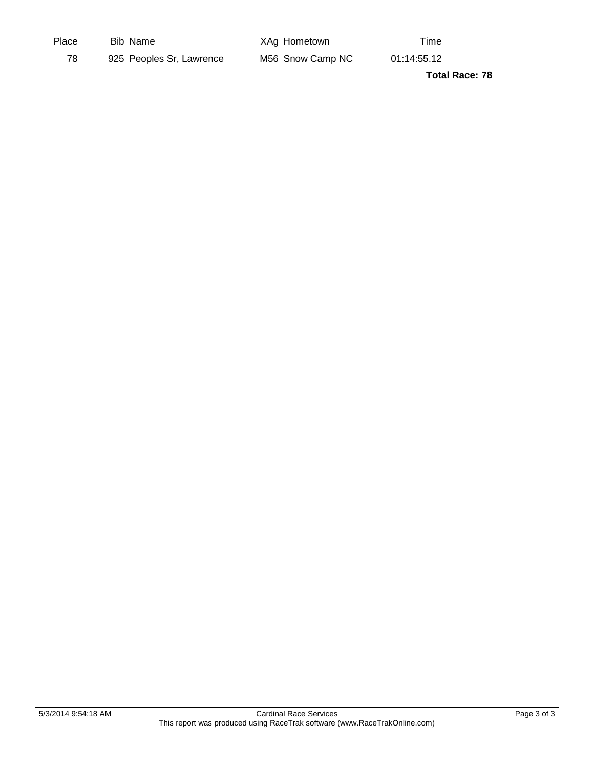| Place | Bib | Name | XAg | Hometown | Time |
|---|---|---|---|---|---|
| 78 | 925 | Peoples Sr, Lawrence | M56 | Snow Camp NC | 01:14:55.12 |

**Total Race: 78**